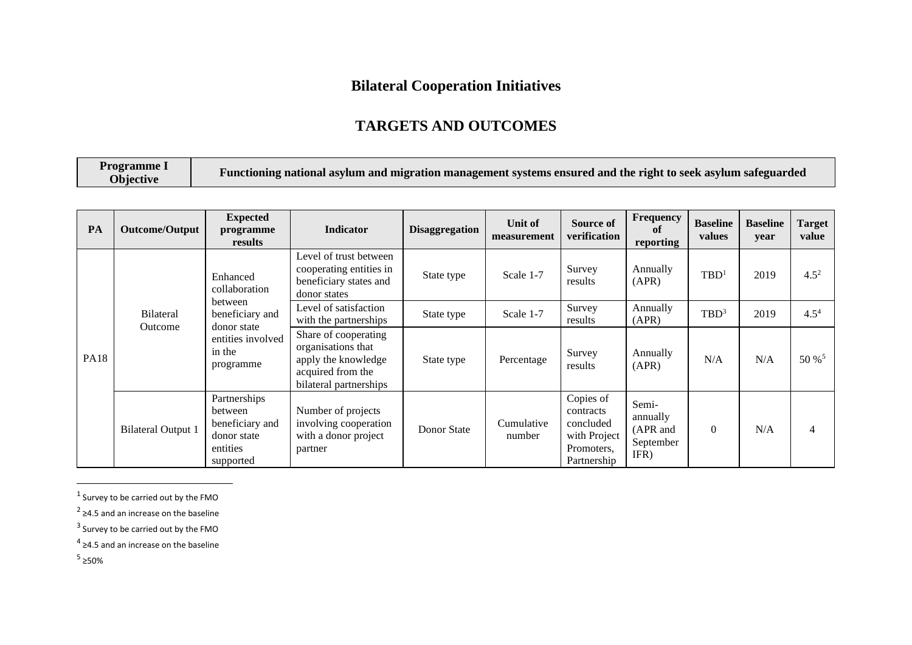# Bilateral Cooperation Initiatives

## TARGETS AND OUTCOMES

| Programme I Objective | Functioning national asylum and migration management systems ensured and the right to seek asylum safeguarded |
|---|---|

| PA | Outcome/Output | Expected programme results | Indicator | Disaggregation | Unit of measurement | Source of verification | Frequency of reporting | Baseline values | Baseline year | Target value |
|---|---|---|---|---|---|---|---|---|---|---|
| PA18 | Bilateral Outcome | Enhanced collaboration between beneficiary and donor state entities involved in the programme | Level of trust between cooperating entities in beneficiary states and donor states | State type | Scale 1-7 | Survey results | Annually (APR) | TBD[1] | 2019 | 4.5[2] |
| | | | Level of satisfaction with the partnerships | State type | Scale 1-7 | Survey results | Annually (APR) | TBD[3] | 2019 | 4.5[4] |
| | | | Share of cooperating organisations that apply the knowledge acquired from the bilateral partnerships | State type | Percentage | Survey results | Annually (APR) | N/A | N/A | 50 %[5] |
| | Bilateral Output 1 | Partnerships between beneficiary and donor state entities supported | Number of projects involving cooperation with a donor project partner | Donor State | Cumulative number | Copies of contracts concluded with Project Promoters, Partnership | Semi-annually (APR and September IFR) | 0 | N/A | 4 |

[1] Survey to be carried out by the FMO

[2] ≥4.5 and an increase on the baseline

[3] Survey to be carried out by the FMO

[4] ≥4.5 and an increase on the baseline

[5] ≥50%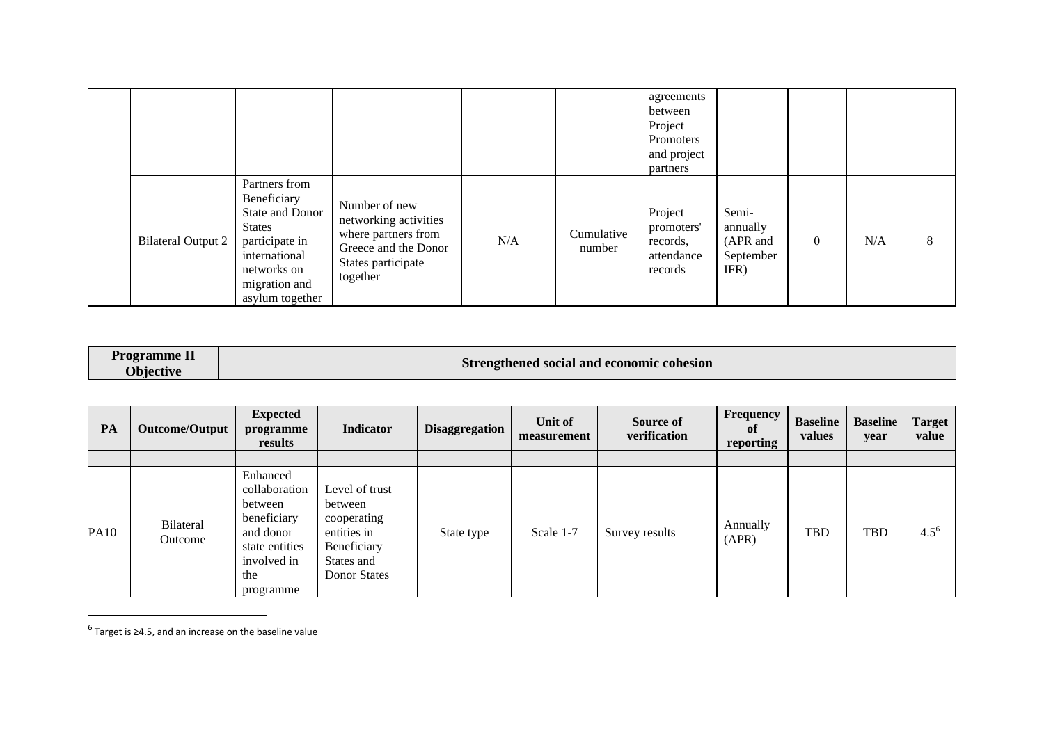| | | | | | | agreements between Project Promoters and project partners | | | | |
|---|---|---|---|---|---|---|---|---|---|---|
| | Bilateral Output 2 | Partners from Beneficiary State and Donor States participate in international networks on migration and asylum together | Number of new networking activities where partners from Greece and the Donor States participate together | N/A | Cumulative number | Project promoters' records, attendance records | Semi-annually (APR and September IFR) | 0 | N/A | 8 |

| Programme II Objective | Strengthened social and economic cohesion |
|---|---|

| PA | Outcome/Output | Expected programme results | Indicator | Disaggregation | Unit of measurement | Source of verification | Frequency of reporting | Baseline values | Baseline year | Target value |
|---|---|---|---|---|---|---|---|---|---|---|
| | | | | | | | | | | |
| PA10 | Bilateral Outcome | Enhanced collaboration between beneficiary and donor state entities involved in the programme | Level of trust between cooperating entities in Beneficiary States and Donor States | State type | Scale 1-7 | Survey results | Annually (APR) | TBD | TBD | 4.5[6] |

[6] Target is ≥4.5, and an increase on the baseline value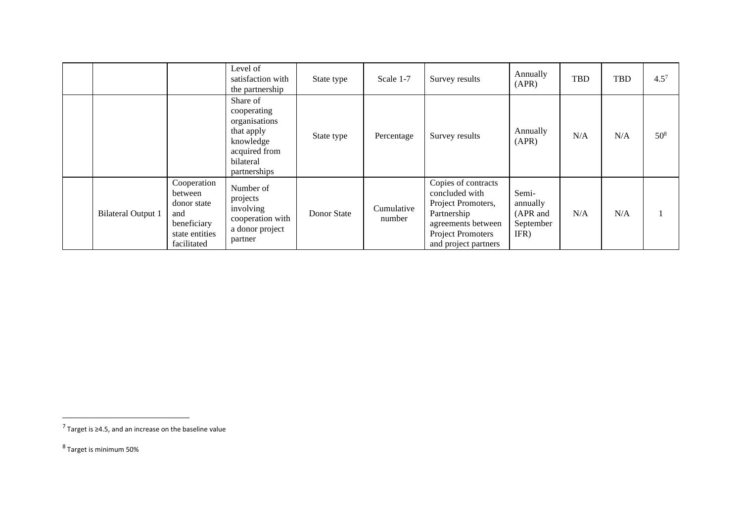| | | | | | | | | | |
|---|---|---|---|---|---|---|---|---|---|
| | | | Level of satisfaction with the partnership | State type | Scale 1-7 | Survey results | Annually (APR) | TBD | TBD | 4.5[7] |
| | | | Share of cooperating organisations that apply knowledge acquired from bilateral partnerships | State type | Percentage | Survey results | Annually (APR) | N/A | N/A | 50[8] |
| | Bilateral Output 1 | Cooperation between donor state and beneficiary state entities facilitated | Number of projects involving cooperation with a donor project partner | Donor State | Cumulative number | Copies of contracts concluded with Project Promoters, Partnership agreements between Project Promoters and project partners | Semi-annually (APR and September IFR) | N/A | N/A | 1 |

[7] Target is ≥4.5, and an increase on the baseline value

[8] Target is minimum 50%